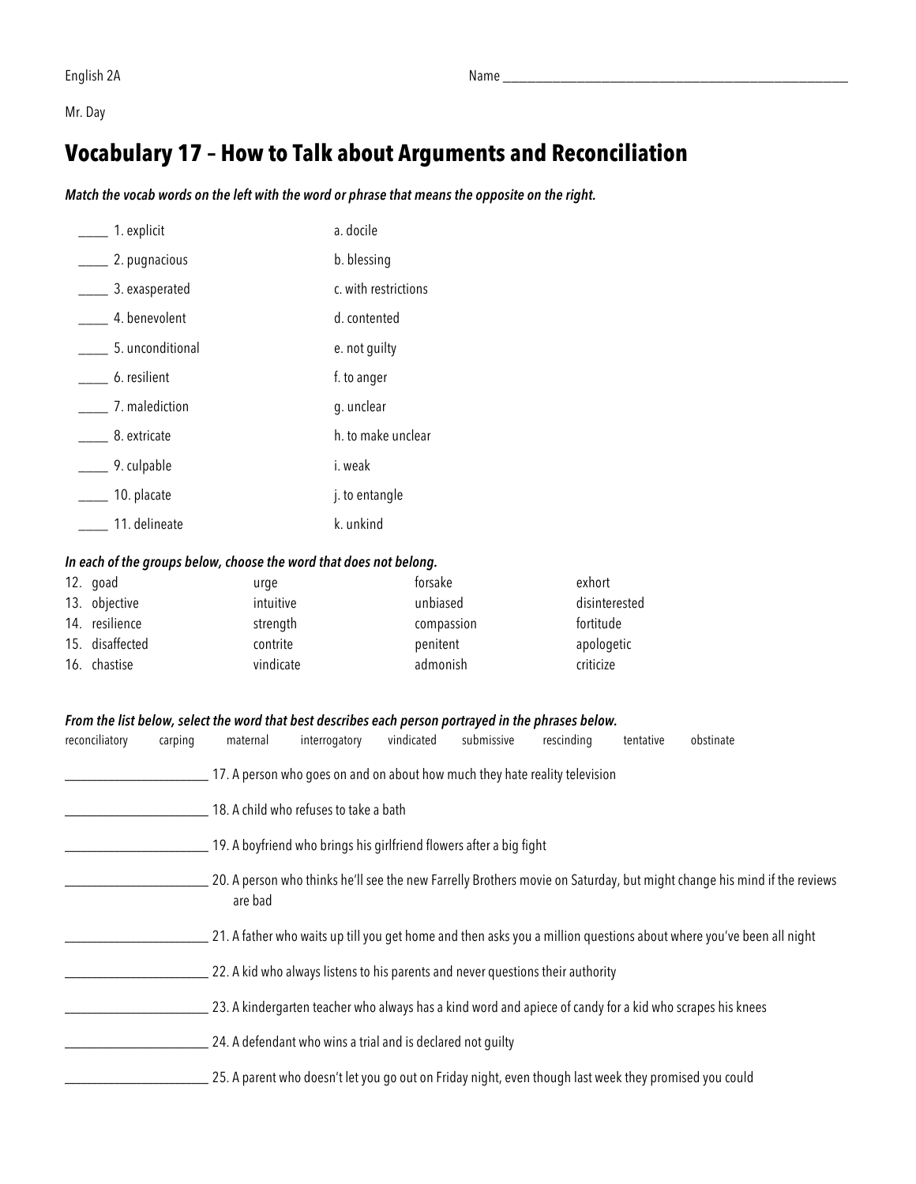English 2A Name ____________________________________________

Mr. Day

# Vocabulary 17 – How to Talk about Arguments and Reconciliation

***Match the vocab words on the left with the word or phrase that means the opposite on the right.***

| | |
|---|---|
| _____ 1. explicit | a. docile |
| _____ 2. pugnacious | b. blessing |
| _____ 3. exasperated | c. with restrictions |
| _____ 4. benevolent | d. contented |
| _____ 5. unconditional | e. not guilty |
| _____ 6. resilient | f. to anger |
| _____ 7. malediction | g. unclear |
| _____ 8. extricate | h. to make unclear |
| _____ 9. culpable | i. weak |
| _____ 10. placate | j. to entangle |
| _____ 11. delineate | k. unkind |

***In each of the groups below, choose the word that does not belong.***

| | | | |
|---|---|---|---|
| 12. goad | urge | forsake | exhort |
| 13. objective | intuitive | unbiased | disinterested |
| 14. resilience | strength | compassion | fortitude |
| 15. disaffected | contrite | penitent | apologetic |
| 16. chastise | vindicate | admonish | criticize |

***From the list below, select the word that best describes each person portrayed in the phrases below.***

reconciliatory carping maternal interrogatory vindicated submissive rescinding tentative obstinate

_____________________ 17. A person who goes on and on about how much they hate reality television

_____________________ 18. A child who refuses to take a bath

_____________________ 19. A boyfriend who brings his girlfriend flowers after a big fight

_____________________ 20. A person who thinks he'll see the new Farrelly Brothers movie on Saturday, but might change his mind if the reviews are bad

_____________________ 21. A father who waits up till you get home and then asks you a million questions about where you've been all night

_____________________ 22. A kid who always listens to his parents and never questions their authority

_____________________ 23. A kindergarten teacher who always has a kind word and apiece of candy for a kid who scrapes his knees

_____________________ 24. A defendant who wins a trial and is declared not guilty

_____________________ 25. A parent who doesn't let you go out on Friday night, even though last week they promised you could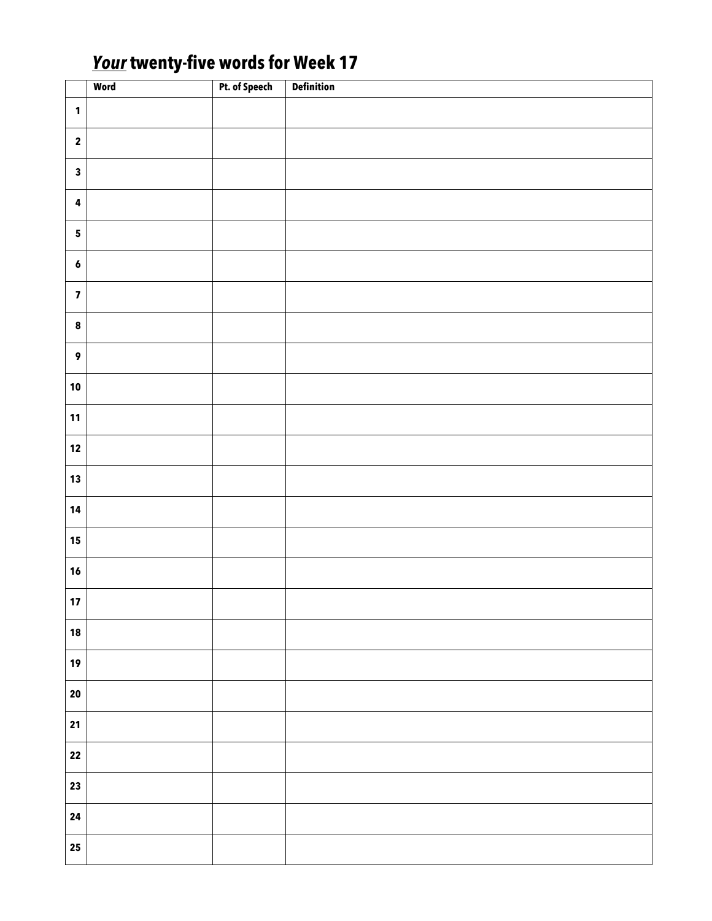# *<u>Your</u>* twenty-five words for Week 17

| | Word | Pt. of Speech | Definition |
|---|---|---|---|
| 1 | | | |
| 2 | | | |
| 3 | | | |
| 4 | | | |
| 5 | | | |
| 6 | | | |
| 7 | | | |
| 8 | | | |
| 9 | | | |
| 10 | | | |
| 11 | | | |
| 12 | | | |
| 13 | | | |
| 14 | | | |
| 15 | | | |
| 16 | | | |
| 17 | | | |
| 18 | | | |
| 19 | | | |
| 20 | | | |
| 21 | | | |
| 22 | | | |
| 23 | | | |
| 24 | | | |
| 25 | | | |